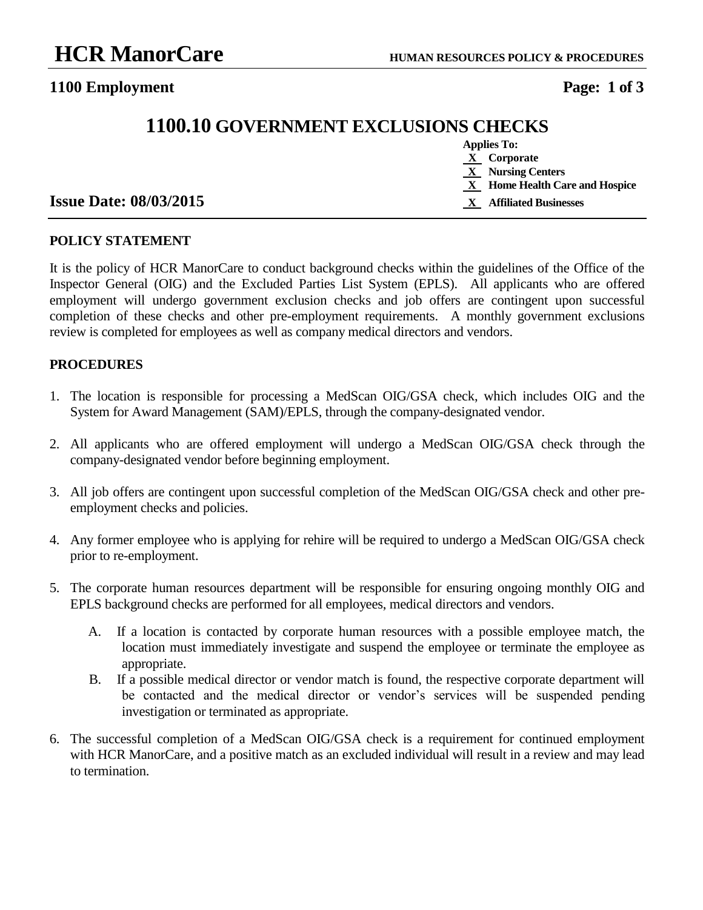# 1100.10 GOVERNMENT EXCLUSIONS CHECKS

**1100 Employment**

**Applies To:**
- **X** Corporate
- **X** Nursing Centers
- **X** Home Health Care and Hospice
- **X** Affiliated Businesses

**Issue Date: 08/03/2015**

## POLICY STATEMENT

It is the policy of HCR ManorCare to conduct background checks within the guidelines of the Office of the Inspector General (OIG) and the Excluded Parties List System (EPLS). All applicants who are offered employment will undergo government exclusion checks and job offers are contingent upon successful completion of these checks and other pre-employment requirements. A monthly government exclusions review is completed for employees as well as company medical directors and vendors.

## PROCEDURES

1. The location is responsible for processing a MedScan OIG/GSA check, which includes OIG and the System for Award Management (SAM)/EPLS, through the company-designated vendor.

2. All applicants who are offered employment will undergo a MedScan OIG/GSA check through the company-designated vendor before beginning employment.

3. All job offers are contingent upon successful completion of the MedScan OIG/GSA check and other pre-employment checks and policies.

4. Any former employee who is applying for rehire will be required to undergo a MedScan OIG/GSA check prior to re-employment.

5. The corporate human resources department will be responsible for ensuring ongoing monthly OIG and EPLS background checks are performed for all employees, medical directors and vendors.

   A. If a location is contacted by corporate human resources with a possible employee match, the location must immediately investigate and suspend the employee or terminate the employee as appropriate.

   B. If a possible medical director or vendor match is found, the respective corporate department will be contacted and the medical director or vendor's services will be suspended pending investigation or terminated as appropriate.

6. The successful completion of a MedScan OIG/GSA check is a requirement for continued employment with HCR ManorCare, and a positive match as an excluded individual will result in a review and may lead to termination.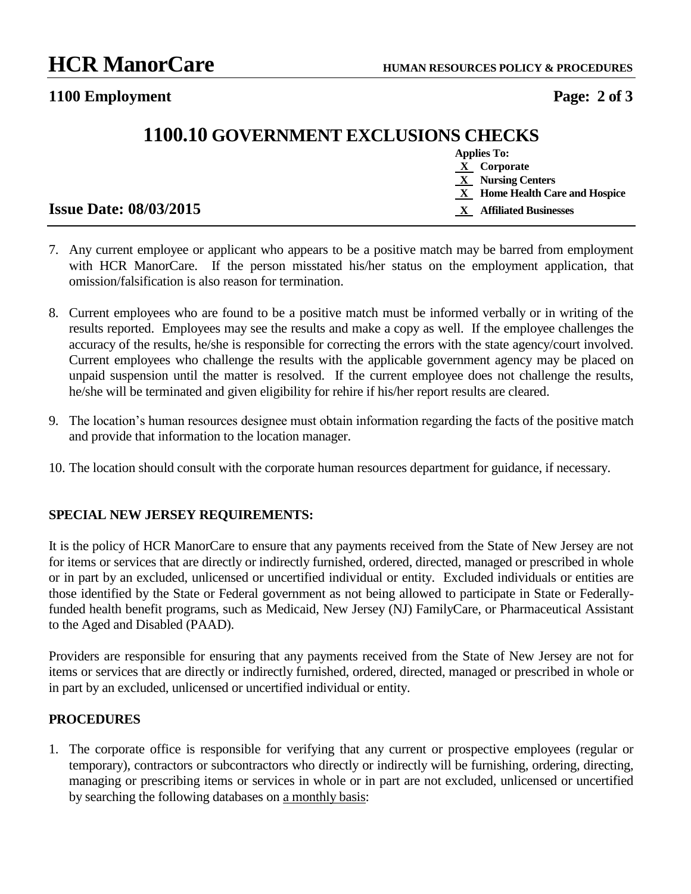7. Any current employee or applicant who appears to be a positive match may be barred from employment with HCR ManorCare. If the person misstated his/her status on the employment application, that omission/falsification is also reason for termination.

8. Current employees who are found to be a positive match must be informed verbally or in writing of the results reported. Employees may see the results and make a copy as well. If the employee challenges the accuracy of the results, he/she is responsible for correcting the errors with the state agency/court involved. Current employees who challenge the results with the applicable government agency may be placed on unpaid suspension until the matter is resolved. If the current employee does not challenge the results, he/she will be terminated and given eligibility for rehire if his/her report results are cleared.

9. The location's human resources designee must obtain information regarding the facts of the positive match and provide that information to the location manager.

10. The location should consult with the corporate human resources department for guidance, if necessary.

**SPECIAL NEW JERSEY REQUIREMENTS:**

It is the policy of HCR ManorCare to ensure that any payments received from the State of New Jersey are not for items or services that are directly or indirectly furnished, ordered, directed, managed or prescribed in whole or in part by an excluded, unlicensed or uncertified individual or entity. Excluded individuals or entities are those identified by the State or Federal government as not being allowed to participate in State or Federally-funded health benefit programs, such as Medicaid, New Jersey (NJ) FamilyCare, or Pharmaceutical Assistant to the Aged and Disabled (PAAD).

Providers are responsible for ensuring that any payments received from the State of New Jersey are not for items or services that are directly or indirectly furnished, ordered, directed, managed or prescribed in whole or in part by an excluded, unlicensed or uncertified individual or entity.

**PROCEDURES**

1. The corporate office is responsible for verifying that any current or prospective employees (regular or temporary), contractors or subcontractors who directly or indirectly will be furnishing, ordering, directing, managing or prescribing items or services in whole or in part are not excluded, unlicensed or uncertified by searching the following databases on <u>a monthly basis</u>: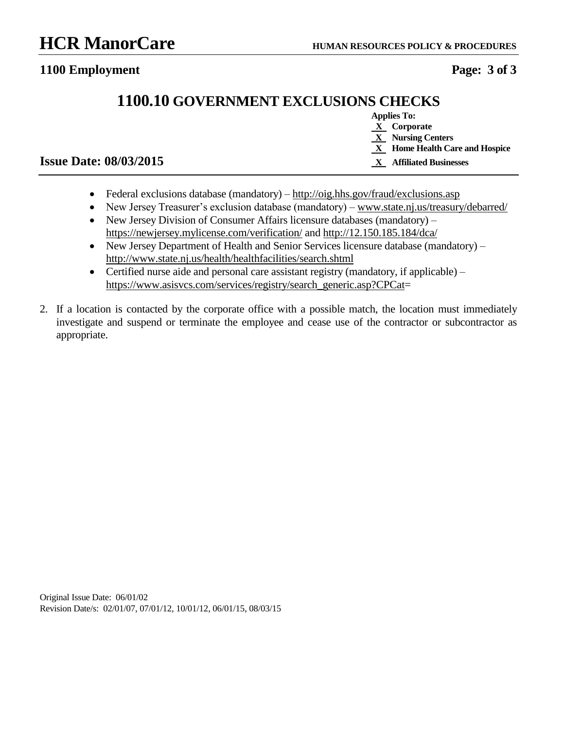# 1100.10 GOVERNMENT EXCLUSIONS CHECKS

**Applies To:**
- X Corporate
- X Nursing Centers
- X Home Health Care and Hospice
- X Affiliated Businesses

**Issue Date: 08/03/2015**

- Federal exclusions database (mandatory) – http://oig.hhs.gov/fraud/exclusions.asp
- New Jersey Treasurer's exclusion database (mandatory) – www.state.nj.us/treasury/debarred/
- New Jersey Division of Consumer Affairs licensure databases (mandatory) – https://newjersey.mylicense.com/verification/ and http://12.150.185.184/dca/
- New Jersey Department of Health and Senior Services licensure database (mandatory) – http://www.state.nj.us/health/healthfacilities/search.shtml
- Certified nurse aide and personal care assistant registry (mandatory, if applicable) – https://www.asisvcs.com/services/registry/search_generic.asp?CPCat=

2. If a location is contacted by the corporate office with a possible match, the location must immediately investigate and suspend or terminate the employee and cease use of the contractor or subcontractor as appropriate.

Original Issue Date: 06/01/02
Revision Date/s: 02/01/07, 07/01/12, 10/01/12, 06/01/15, 08/03/15